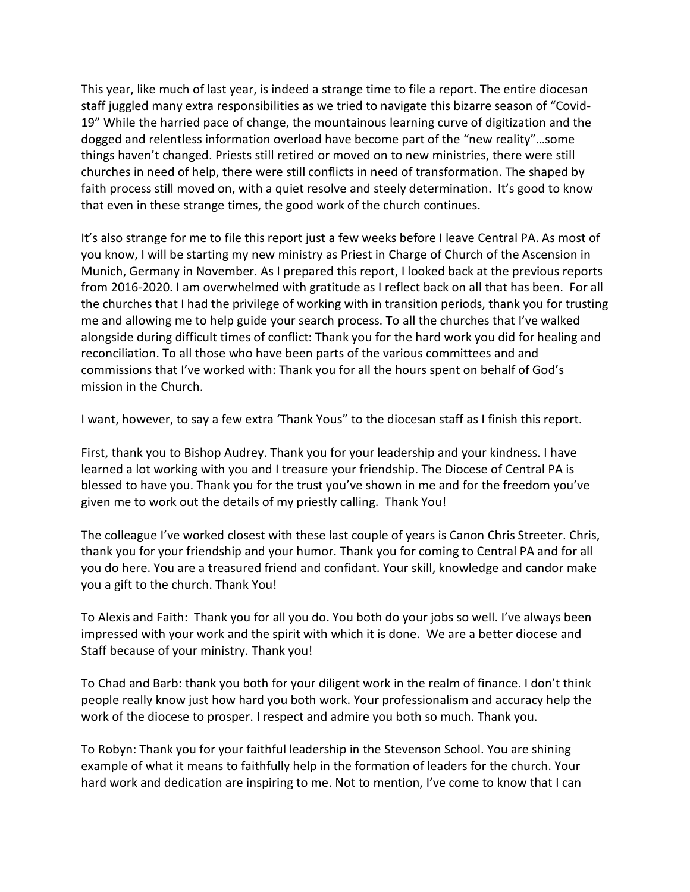This year, like much of last year, is indeed a strange time to file a report. The entire diocesan staff juggled many extra responsibilities as we tried to navigate this bizarre season of "Covid-19" While the harried pace of change, the mountainous learning curve of digitization and the dogged and relentless information overload have become part of the "new reality"…some things haven't changed. Priests still retired or moved on to new ministries, there were still churches in need of help, there were still conflicts in need of transformation. The shaped by faith process still moved on, with a quiet resolve and steely determination. It's good to know that even in these strange times, the good work of the church continues.

It's also strange for me to file this report just a few weeks before I leave Central PA. As most of you know, I will be starting my new ministry as Priest in Charge of Church of the Ascension in Munich, Germany in November. As I prepared this report, I looked back at the previous reports from 2016-2020. I am overwhelmed with gratitude as I reflect back on all that has been. For all the churches that I had the privilege of working with in transition periods, thank you for trusting me and allowing me to help guide your search process. To all the churches that I've walked alongside during difficult times of conflict: Thank you for the hard work you did for healing and reconciliation. To all those who have been parts of the various committees and and commissions that I've worked with: Thank you for all the hours spent on behalf of God's mission in the Church.

I want, however, to say a few extra 'Thank Yous" to the diocesan staff as I finish this report.

First, thank you to Bishop Audrey. Thank you for your leadership and your kindness. I have learned a lot working with you and I treasure your friendship. The Diocese of Central PA is blessed to have you. Thank you for the trust you've shown in me and for the freedom you've given me to work out the details of my priestly calling. Thank You!

The colleague I've worked closest with these last couple of years is Canon Chris Streeter. Chris, thank you for your friendship and your humor. Thank you for coming to Central PA and for all you do here. You are a treasured friend and confidant. Your skill, knowledge and candor make you a gift to the church. Thank You!

To Alexis and Faith: Thank you for all you do. You both do your jobs so well. I've always been impressed with your work and the spirit with which it is done. We are a better diocese and Staff because of your ministry. Thank you!

To Chad and Barb: thank you both for your diligent work in the realm of finance. I don't think people really know just how hard you both work. Your professionalism and accuracy help the work of the diocese to prosper. I respect and admire you both so much. Thank you.

To Robyn: Thank you for your faithful leadership in the Stevenson School. You are shining example of what it means to faithfully help in the formation of leaders for the church. Your hard work and dedication are inspiring to me. Not to mention, I've come to know that I can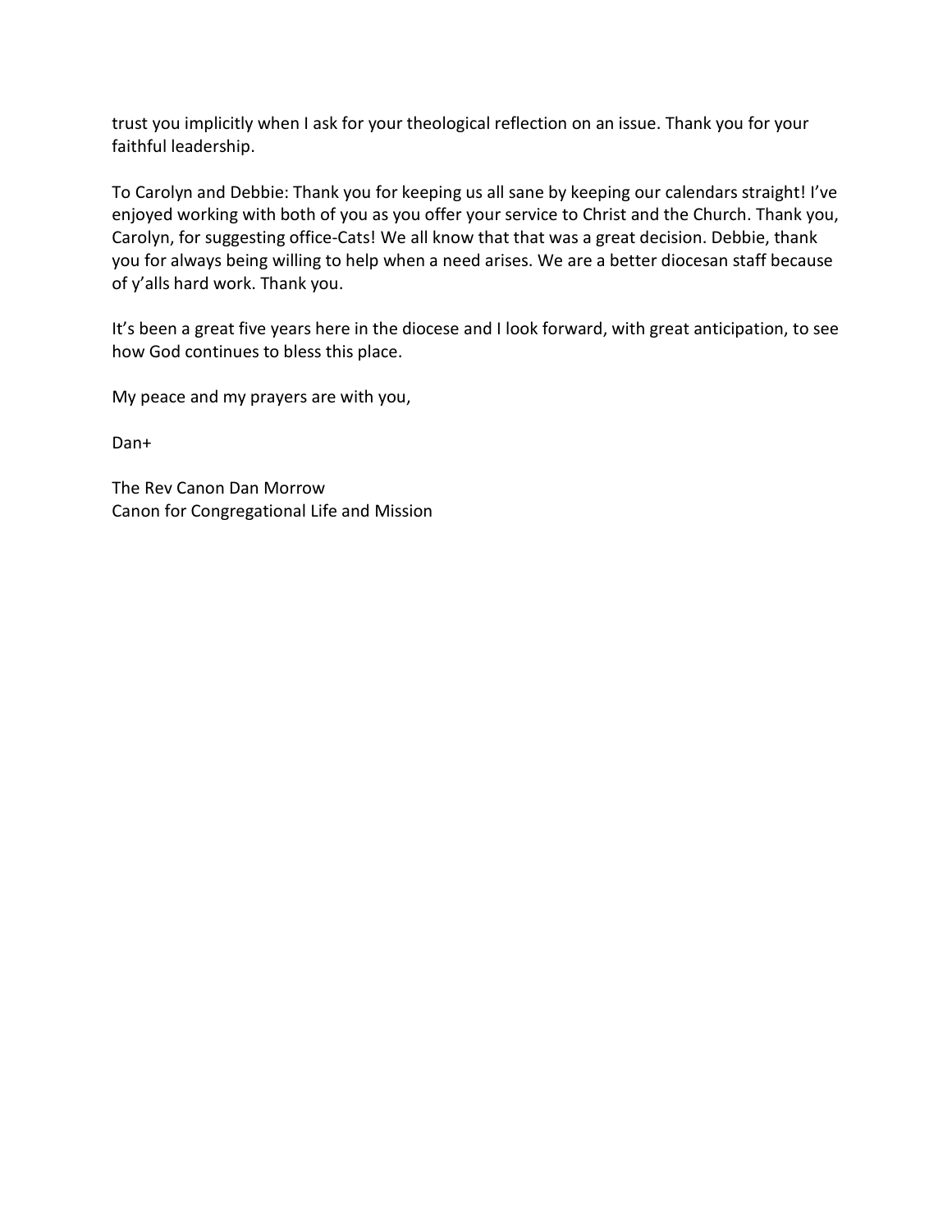trust you implicitly when I ask for your theological reflection on an issue. Thank you for your faithful leadership.

To Carolyn and Debbie: Thank you for keeping us all sane by keeping our calendars straight! I've enjoyed working with both of you as you offer your service to Christ and the Church. Thank you, Carolyn, for suggesting office-Cats! We all know that that was a great decision. Debbie, thank you for always being willing to help when a need arises. We are a better diocesan staff because of y'alls hard work. Thank you.

It's been a great five years here in the diocese and I look forward, with great anticipation, to see how God continues to bless this place.

My peace and my prayers are with you,

Dan+

The Rev Canon Dan Morrow
Canon for Congregational Life and Mission